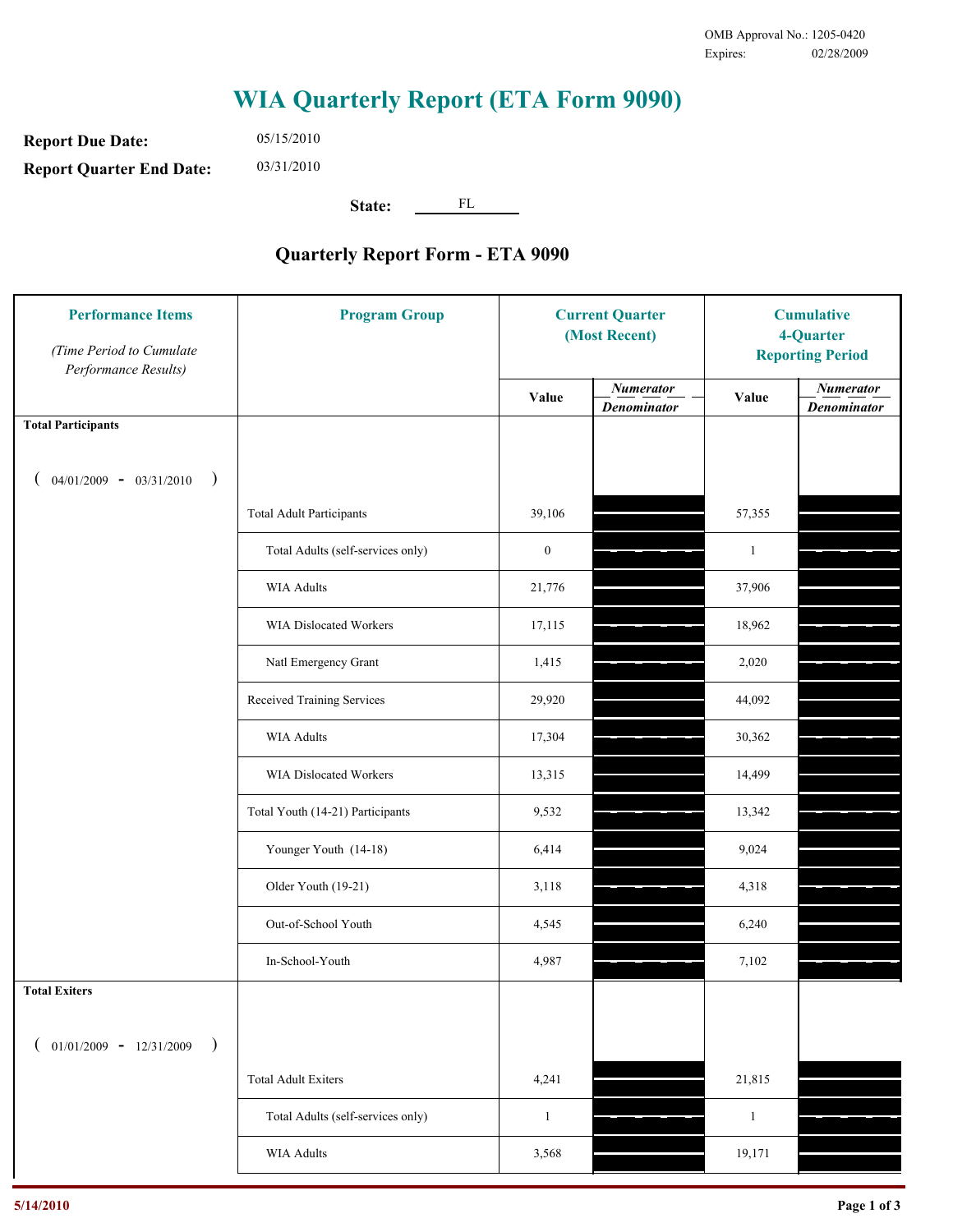OMB Approval No.: 1205-0420
Expires: 02/28/2009

# WIA Quarterly Report (ETA Form 9090)

**Report Due Date:** 05/15/2010

**Report Quarter End Date:** 03/31/2010

**State:** FL

## Quarterly Report Form - ETA 9090

| Performance Items *(Time Period to Cumulate Performance Results)* | Program Group | Current Quarter (Most Recent) Value | Current Quarter *Numerator / Denominator* | Cumulative 4-Quarter Reporting Period Value | Cumulative 4-Quarter *Numerator / Denominator* |
|---|---|---|---|---|---|
| **Total Participants** ( 04/01/2009 - 03/31/2010 ) | | | | | |
| | Total Adult Participants | 39,106 | | 57,355 | |
| | Total Adults (self-services only) | 0 | | 1 | |
| | WIA Adults | 21,776 | | 37,906 | |
| | WIA Dislocated Workers | 17,115 | | 18,962 | |
| | Natl Emergency Grant | 1,415 | | 2,020 | |
| | Received Training Services | 29,920 | | 44,092 | |
| | WIA Adults | 17,304 | | 30,362 | |
| | WIA Dislocated Workers | 13,315 | | 14,499 | |
| | Total Youth (14-21) Participants | 9,532 | | 13,342 | |
| | Younger Youth (14-18) | 6,414 | | 9,024 | |
| | Older Youth (19-21) | 3,118 | | 4,318 | |
| | Out-of-School Youth | 4,545 | | 6,240 | |
| | In-School-Youth | 4,987 | | 7,102 | |
| **Total Exiters** ( 01/01/2009 - 12/31/2009 ) | | | | | |
| | Total Adult Exiters | 4,241 | | 21,815 | |
| | Total Adults (self-services only) | 1 | | 1 | |
| | WIA Adults | 3,568 | | 19,171 | |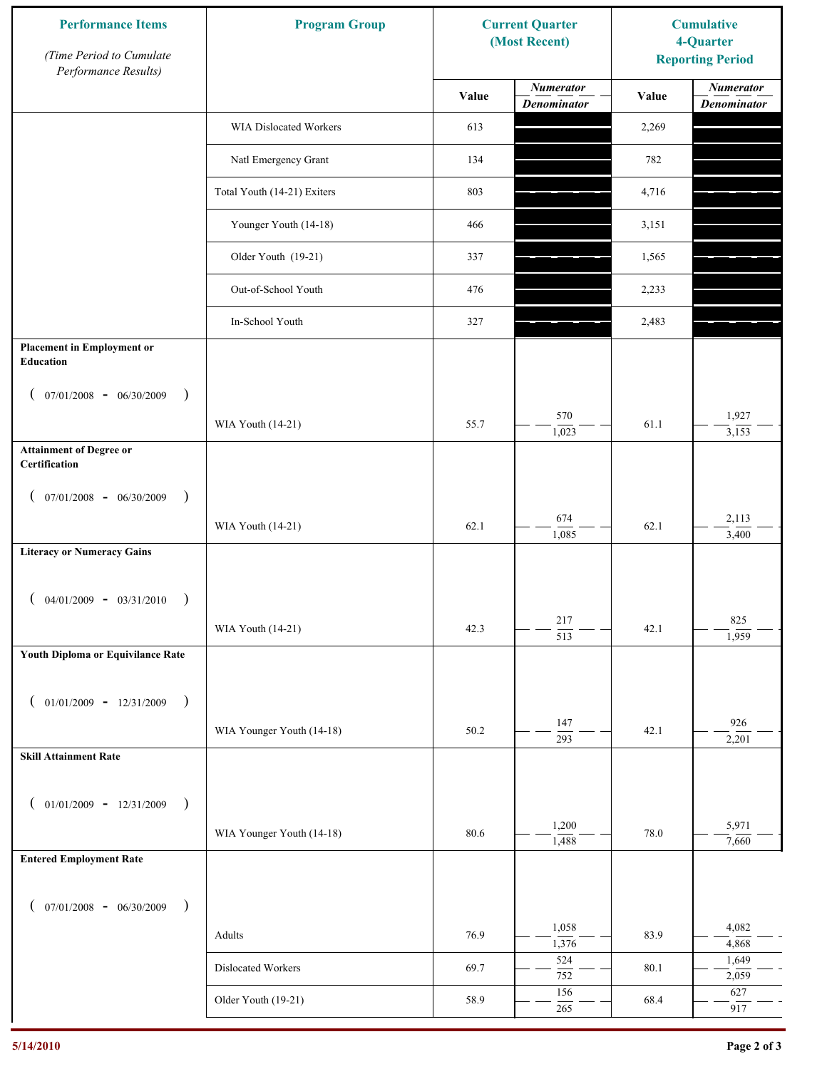| Performance Items *(Time Period to Cumulate Performance Results)* | Program Group | Current Quarter (Most Recent) | | Cumulative 4-Quarter Reporting Period | |
|---|---|---|---|---|---|
| | | Value | *Numerator* / *Denominator* | Value | *Numerator* / *Denominator* |
| | WIA Dislocated Workers | 613 | | 2,269 | |
| | Natl Emergency Grant | 134 | | 782 | |
| | Total Youth (14-21) Exiters | 803 | | 4,716 | |
| | Younger Youth (14-18) | 466 | | 3,151 | |
| | Older Youth (19-21) | 337 | | 1,565 | |
| | Out-of-School Youth | 476 | | 2,233 | |
| | In-School Youth | 327 | | 2,483 | |
| **Placement in Employment or Education** ( 07/01/2008 - 06/30/2009 ) | WIA Youth (14-21) | 55.7 | 570 / 1,023 | 61.1 | 1,927 / 3,153 |
| **Attainment of Degree or Certification** ( 07/01/2008 - 06/30/2009 ) | WIA Youth (14-21) | 62.1 | 674 / 1,085 | 62.1 | 2,113 / 3,400 |
| **Literacy or Numeracy Gains** ( 04/01/2009 - 03/31/2010 ) | WIA Youth (14-21) | 42.3 | 217 / 513 | 42.1 | 825 / 1,959 |
| **Youth Diploma or Equivilance Rate** ( 01/01/2009 - 12/31/2009 ) | WIA Younger Youth (14-18) | 50.2 | 147 / 293 | 42.1 | 926 / 2,201 |
| **Skill Attainment Rate** ( 01/01/2009 - 12/31/2009 ) | WIA Younger Youth (14-18) | 80.6 | 1,200 / 1,488 | 78.0 | 5,971 / 7,660 |
| **Entered Employment Rate** ( 07/01/2008 - 06/30/2009 ) | Adults | 76.9 | 1,058 / 1,376 | 83.9 | 4,082 / 4,868 |
| | Dislocated Workers | 69.7 | 524 / 752 | 80.1 | 1,649 / 2,059 |
| | Older Youth (19-21) | 58.9 | 156 / 265 | 68.4 | 627 / 917 |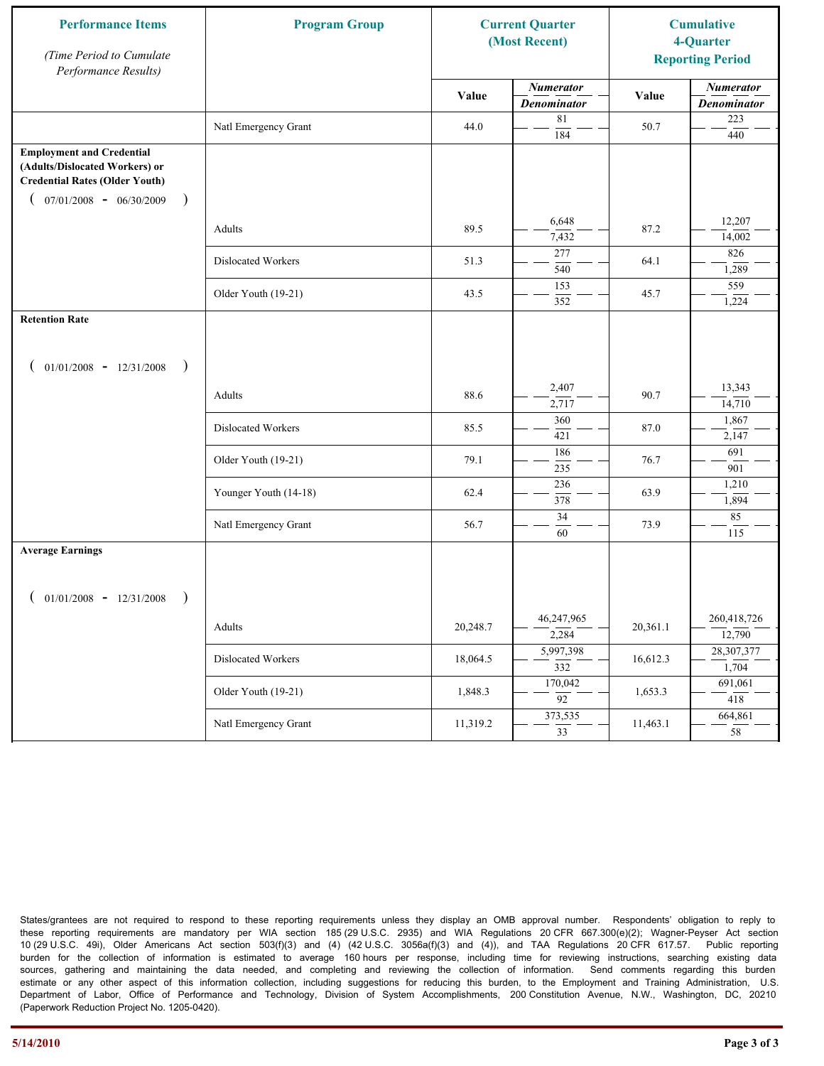| Performance Items<br>*(Time Period to Cumulate Performance Results)* | Program Group | Current Quarter (Most Recent) | | Cumulative 4-Quarter Reporting Period | |
|---|---|---|---|---|---|
| | | Value | *Numerator* / *Denominator* | Value | *Numerator* / *Denominator* |
| | Natl Emergency Grant | 44.0 | 81 / 184 | 50.7 | 223 / 440 |
| **Employment and Credential (Adults/Dislocated Workers) or Credential Rates (Older Youth)** ( 07/01/2008 - 06/30/2009 ) | | | | | |
| | Adults | 89.5 | 6,648 / 7,432 | 87.2 | 12,207 / 14,002 |
| | Dislocated Workers | 51.3 | 277 / 540 | 64.1 | 826 / 1,289 |
| | Older Youth (19-21) | 43.5 | 153 / 352 | 45.7 | 559 / 1,224 |
| **Retention Rate** ( 01/01/2008 - 12/31/2008 ) | | | | | |
| | Adults | 88.6 | 2,407 / 2,717 | 90.7 | 13,343 / 14,710 |
| | Dislocated Workers | 85.5 | 360 / 421 | 87.0 | 1,867 / 2,147 |
| | Older Youth (19-21) | 79.1 | 186 / 235 | 76.7 | 691 / 901 |
| | Younger Youth (14-18) | 62.4 | 236 / 378 | 63.9 | 1,210 / 1,894 |
| | Natl Emergency Grant | 56.7 | 34 / 60 | 73.9 | 85 / 115 |
| **Average Earnings** ( 01/01/2008 - 12/31/2008 ) | | | | | |
| | Adults | 20,248.7 | 46,247,965 / 2,284 | 20,361.1 | 260,418,726 / 12,790 |
| | Dislocated Workers | 18,064.5 | 5,997,398 / 332 | 16,612.3 | 28,307,377 / 1,704 |
| | Older Youth (19-21) | 1,848.3 | 170,042 / 92 | 1,653.3 | 691,061 / 418 |
| | Natl Emergency Grant | 11,319.2 | 373,535 / 33 | 11,463.1 | 664,861 / 58 |

States/grantees are not required to respond to these reporting requirements unless they display an OMB approval number. Respondents' obligation to reply to these reporting requirements are mandatory per WIA section 185 (29 U.S.C. 2935) and WIA Regulations 20 CFR 667.300(e)(2); Wagner-Peyser Act section 10 (29 U.S.C. 49i), Older Americans Act section 503(f)(3) and (4) (42 U.S.C. 3056a(f)(3) and (4)), and TAA Regulations 20 CFR 617.57. Public reporting burden for the collection of information is estimated to average 160 hours per response, including time for reviewing instructions, searching existing data sources, gathering and maintaining the data needed, and completing and reviewing the collection of information. Send comments regarding this burden estimate or any other aspect of this information collection, including suggestions for reducing this burden, to the Employment and Training Administration, U.S. Department of Labor, Office of Performance and Technology, Division of System Accomplishments, 200 Constitution Avenue, N.W., Washington, DC, 20210 (Paperwork Reduction Project No. 1205-0420).

5/14/2010